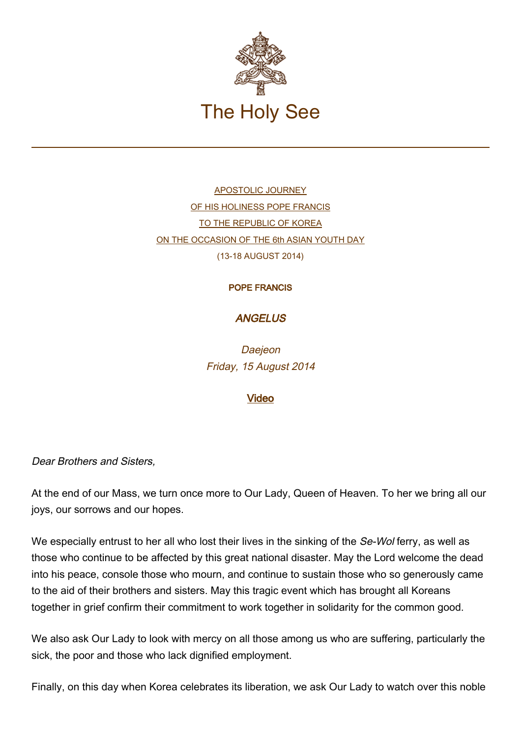# The Holy See

APOSTOLIC JOURNEY
OF HIS HOLINESS POPE FRANCIS
TO THE REPUBLIC OF KOREA
ON THE OCCASION OF THE 6th ASIAN YOUTH DAY
(13-18 AUGUST 2014)

**POPE FRANCIS**

## *ANGELUS*

*Daejeon*
*Friday, 15 August 2014*

**Video**

*Dear Brothers and Sisters,*

At the end of our Mass, we turn once more to Our Lady, Queen of Heaven. To her we bring all our joys, our sorrows and our hopes.

We especially entrust to her all who lost their lives in the sinking of the *Se-Wol* ferry, as well as those who continue to be affected by this great national disaster. May the Lord welcome the dead into his peace, console those who mourn, and continue to sustain those who so generously came to the aid of their brothers and sisters. May this tragic event which has brought all Koreans together in grief confirm their commitment to work together in solidarity for the common good.

We also ask Our Lady to look with mercy on all those among us who are suffering, particularly the sick, the poor and those who lack dignified employment.

Finally, on this day when Korea celebrates its liberation, we ask Our Lady to watch over this noble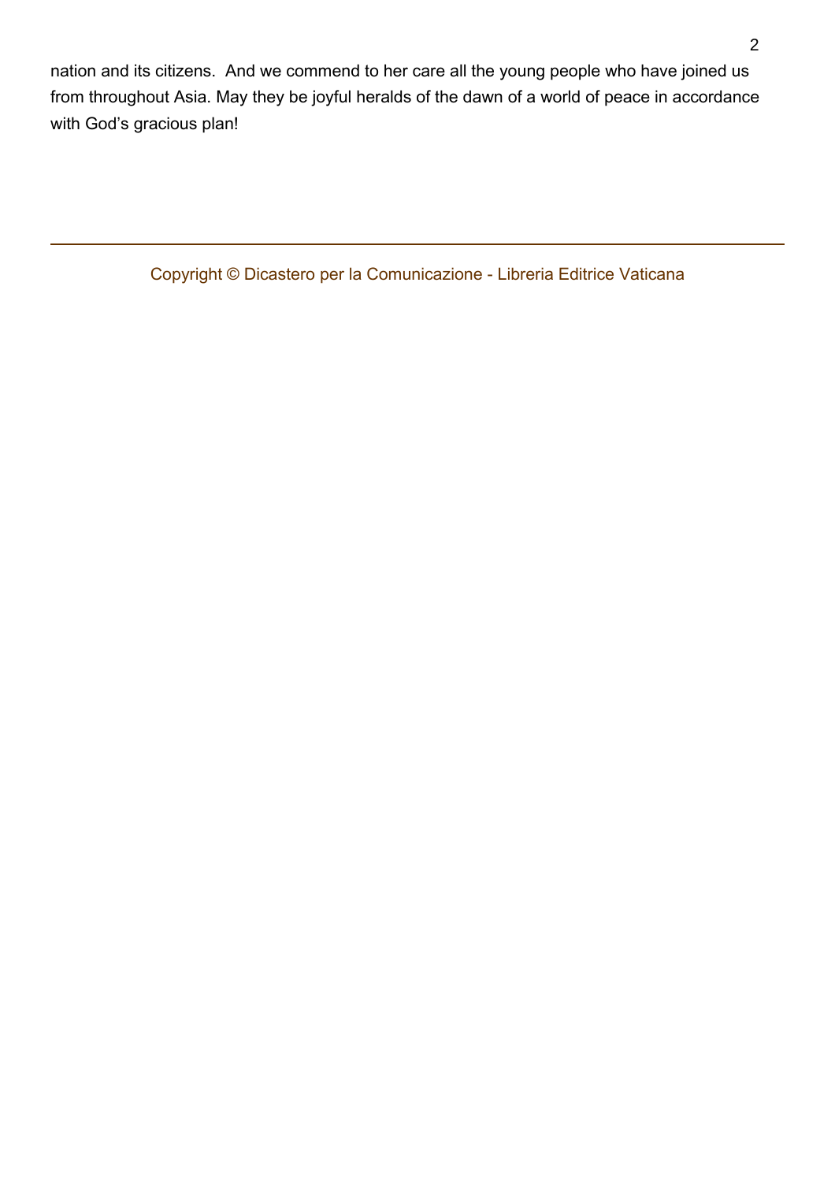nation and its citizens.  And we commend to her care all the young people who have joined us from throughout Asia. May they be joyful heralds of the dawn of a world of peace in accordance with God's gracious plan!

---

Copyright © Dicastero per la Comunicazione - Libreria Editrice Vaticana